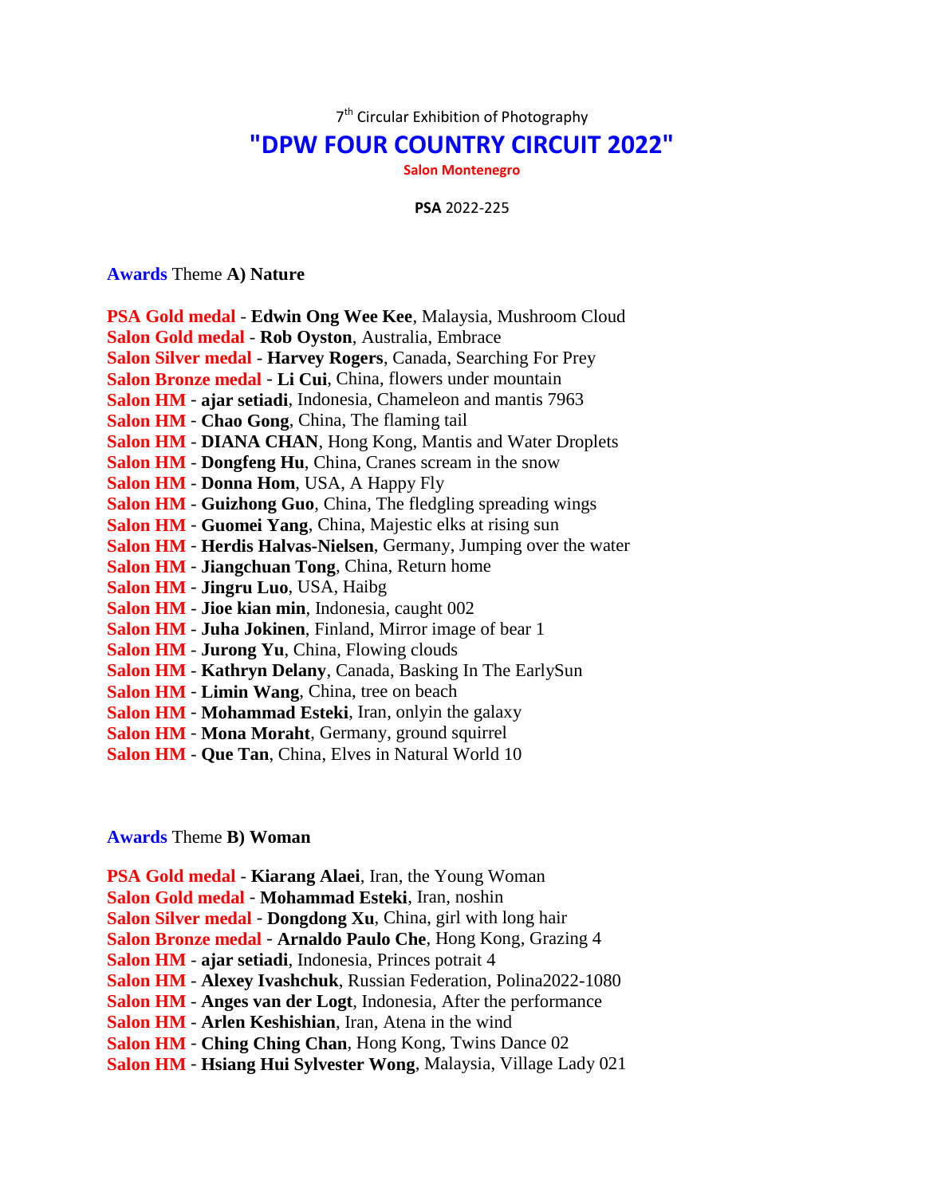7th Circular Exhibition of Photography

# "DPW FOUR COUNTRY CIRCUIT 2022"

**Salon Montenegro**

**PSA** 2022-225

## Awards Theme **A) Nature**

**PSA Gold medal** - **Edwin Ong Wee Kee**, Malaysia, Mushroom Cloud
**Salon Gold medal** - **Rob Oyston**, Australia, Embrace
**Salon Silver medal** - **Harvey Rogers**, Canada, Searching For Prey
**Salon Bronze medal** - **Li Cui**, China, flowers under mountain
**Salon HM** - **ajar setiadi**, Indonesia, Chameleon and mantis 7963
**Salon HM** - **Chao Gong**, China, The flaming tail
**Salon HM** - **DIANA CHAN**, Hong Kong, Mantis and Water Droplets
**Salon HM** - **Dongfeng Hu**, China, Cranes scream in the snow
**Salon HM** - **Donna Hom**, USA, A Happy Fly
**Salon HM** - **Guizhong Guo**, China, The fledgling spreading wings
**Salon HM** - **Guomei Yang**, China, Majestic elks at rising sun
**Salon HM** - **Herdis Halvas-Nielsen**, Germany, Jumping over the water
**Salon HM** - **Jiangchuan Tong**, China, Return home
**Salon HM** - **Jingru Luo**, USA, Haibg
**Salon HM** - **Jioe kian min**, Indonesia, caught 002
**Salon HM** - **Juha Jokinen**, Finland, Mirror image of bear 1
**Salon HM** - **Jurong Yu**, China, Flowing clouds
**Salon HM** - **Kathryn Delany**, Canada, Basking In The EarlySun
**Salon HM** - **Limin Wang**, China, tree on beach
**Salon HM** - **Mohammad Esteki**, Iran, onlyin the galaxy
**Salon HM** - **Mona Moraht**, Germany, ground squirrel
**Salon HM** - **Que Tan**, China, Elves in Natural World 10

## Awards Theme **B) Woman**

**PSA Gold medal** - **Kiarang Alaei**, Iran, the Young Woman
**Salon Gold medal** - **Mohammad Esteki**, Iran, noshin
**Salon Silver medal** - **Dongdong Xu**, China, girl with long hair
**Salon Bronze medal** - **Arnaldo Paulo Che**, Hong Kong, Grazing 4
**Salon HM** - **ajar setiadi**, Indonesia, Princes potrait 4
**Salon HM** - **Alexey Ivashchuk**, Russian Federation, Polina2022-1080
**Salon HM** - **Anges van der Logt**, Indonesia, After the performance
**Salon HM** - **Arlen Keshishian**, Iran, Atena in the wind
**Salon HM** - **Ching Ching Chan**, Hong Kong, Twins Dance 02
**Salon HM** - **Hsiang Hui Sylvester Wong**, Malaysia, Village Lady 021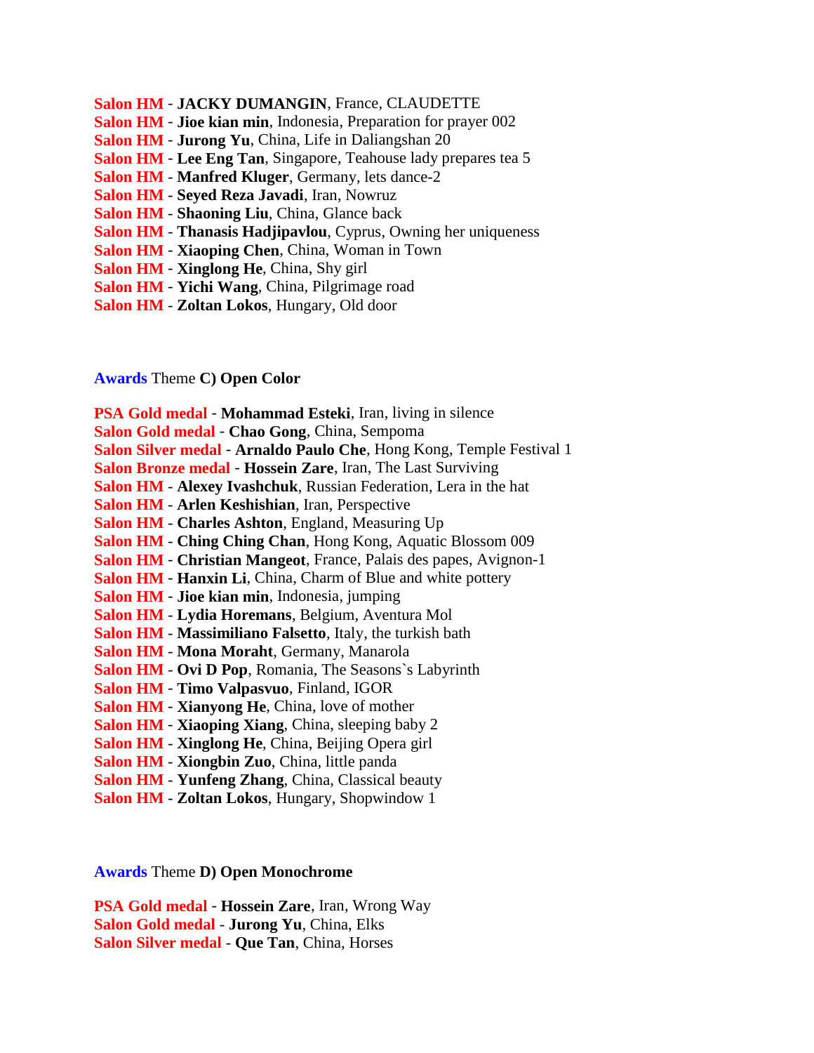**Salon HM** - **JACKY DUMANGIN**, France, CLAUDETTE
**Salon HM** - **Jioe kian min**, Indonesia, Preparation for prayer 002
**Salon HM** - **Jurong Yu**, China, Life in Daliangshan 20
**Salon HM** - **Lee Eng Tan**, Singapore, Teahouse lady prepares tea 5
**Salon HM** - **Manfred Kluger**, Germany, lets dance-2
**Salon HM** - **Seyed Reza Javadi**, Iran, Nowruz
**Salon HM** - **Shaoning Liu**, China, Glance back
**Salon HM** - **Thanasis Hadjipavlou**, Cyprus, Owning her uniqueness
**Salon HM** - **Xiaoping Chen**, China, Woman in Town
**Salon HM** - **Xinglong He**, China, Shy girl
**Salon HM** - **Yichi Wang**, China, Pilgrimage road
**Salon HM** - **Zoltan Lokos**, Hungary, Old door

**Awards** Theme **C) Open Color**

**PSA Gold medal** - **Mohammad Esteki**, Iran, living in silence
**Salon Gold medal** - **Chao Gong**, China, Sempoma
**Salon Silver medal** - **Arnaldo Paulo Che**, Hong Kong, Temple Festival 1
**Salon Bronze medal** - **Hossein Zare**, Iran, The Last Surviving
**Salon HM** - **Alexey Ivashchuk**, Russian Federation, Lera in the hat
**Salon HM** - **Arlen Keshishian**, Iran, Perspective
**Salon HM** - **Charles Ashton**, England, Measuring Up
**Salon HM** - **Ching Ching Chan**, Hong Kong, Aquatic Blossom 009
**Salon HM** - **Christian Mangeot**, France, Palais des papes, Avignon-1
**Salon HM** - **Hanxin Li**, China, Charm of Blue and white pottery
**Salon HM** - **Jioe kian min**, Indonesia, jumping
**Salon HM** - **Lydia Horemans**, Belgium, Aventura Mol
**Salon HM** - **Massimiliano Falsetto**, Italy, the turkish bath
**Salon HM** - **Mona Moraht**, Germany, Manarola
**Salon HM** - **Ovi D Pop**, Romania, The Seasons`s Labyrinth
**Salon HM** - **Timo Valpasvuo**, Finland, IGOR
**Salon HM** - **Xianyong He**, China, love of mother
**Salon HM** - **Xiaoping Xiang**, China, sleeping baby 2
**Salon HM** - **Xinglong He**, China, Beijing Opera girl
**Salon HM** - **Xiongbin Zuo**, China, little panda
**Salon HM** - **Yunfeng Zhang**, China, Classical beauty
**Salon HM** - **Zoltan Lokos**, Hungary, Shopwindow 1

**Awards** Theme **D) Open Monochrome**

**PSA Gold medal** - **Hossein Zare**, Iran, Wrong Way
**Salon Gold medal** - **Jurong Yu**, China, Elks
**Salon Silver medal** - **Que Tan**, China, Horses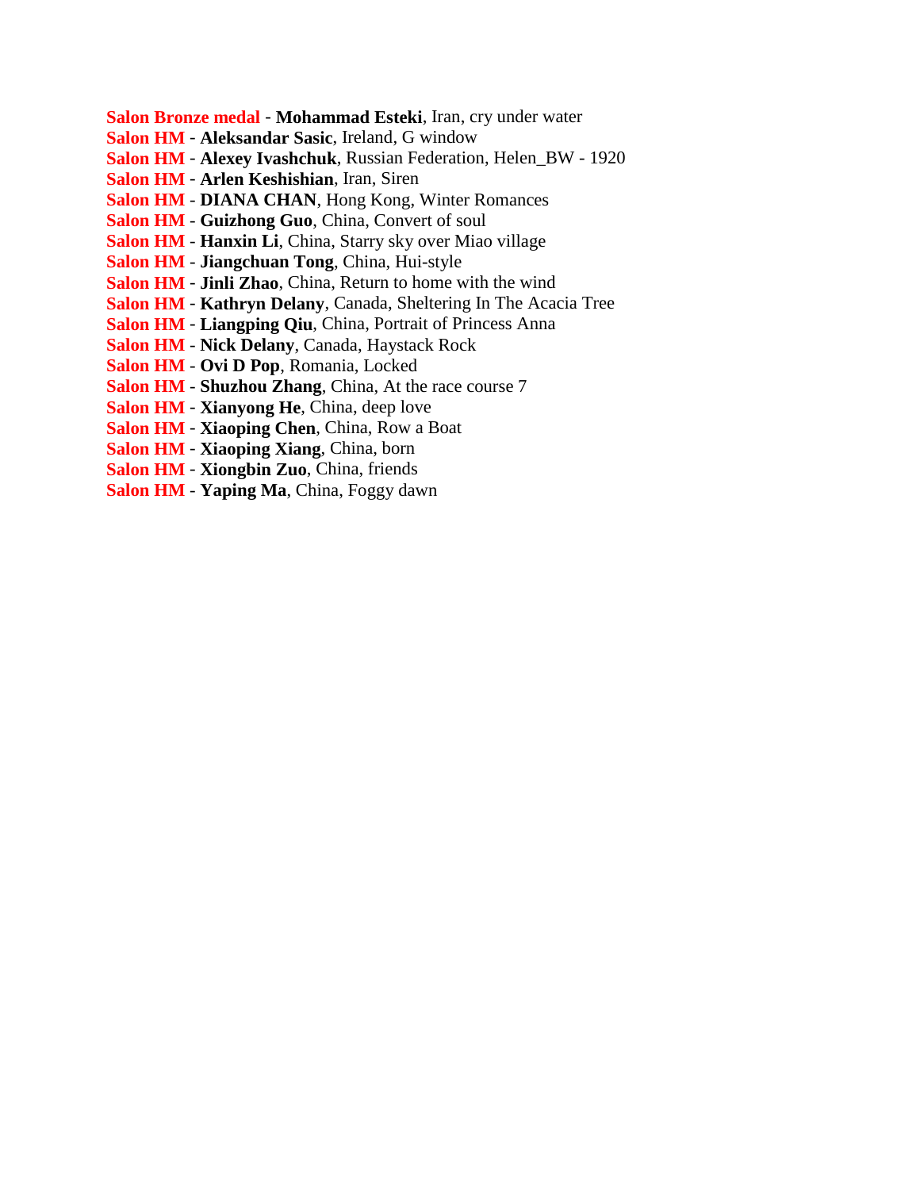**Salon Bronze medal** - **Mohammad Esteki**, Iran, cry under water
**Salon HM** - **Aleksandar Sasic**, Ireland, G window
**Salon HM** - **Alexey Ivashchuk**, Russian Federation, Helen_BW - 1920
**Salon HM** - **Arlen Keshishian**, Iran, Siren
**Salon HM** - **DIANA CHAN**, Hong Kong, Winter Romances
**Salon HM** - **Guizhong Guo**, China, Convert of soul
**Salon HM** - **Hanxin Li**, China, Starry sky over Miao village
**Salon HM** - **Jiangchuan Tong**, China, Hui-style
**Salon HM** - **Jinli Zhao**, China, Return to home with the wind
**Salon HM** - **Kathryn Delany**, Canada, Sheltering In The Acacia Tree
**Salon HM** - **Liangping Qiu**, China, Portrait of Princess Anna
**Salon HM** - **Nick Delany**, Canada, Haystack Rock
**Salon HM** - **Ovi D Pop**, Romania, Locked
**Salon HM** - **Shuzhou Zhang**, China, At the race course 7
**Salon HM** - **Xianyong He**, China, deep love
**Salon HM** - **Xiaoping Chen**, China, Row a Boat
**Salon HM** - **Xiaoping Xiang**, China, born
**Salon HM** - **Xiongbin Zuo**, China, friends
**Salon HM** - **Yaping Ma**, China, Foggy dawn